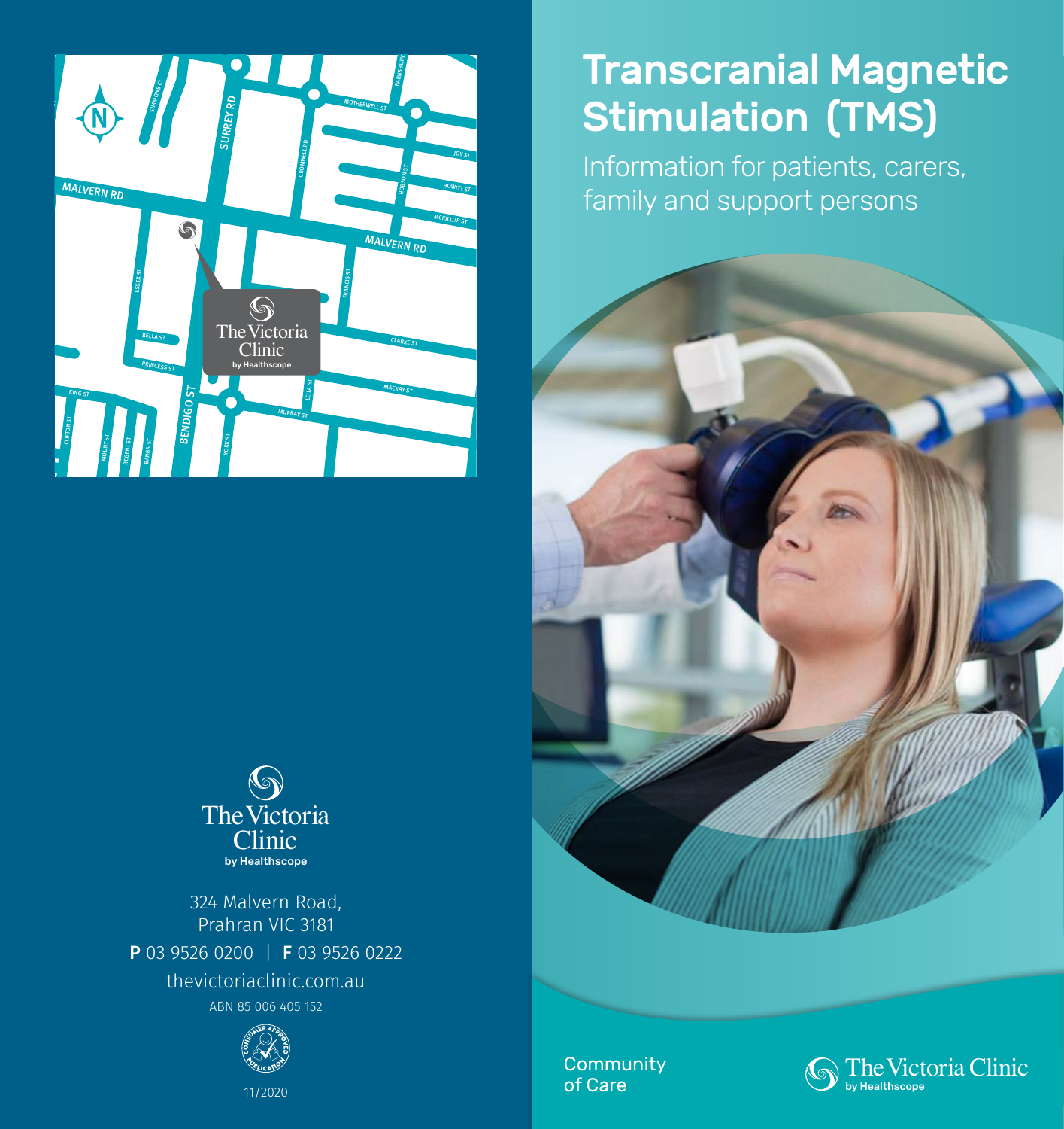# Transcranial Magnetic Stimulation (TMS)

Information for patients, carers, family and support persons

Community of Care

The Victoria Clinic
by Healthscope

The Victoria Clinic
by Healthscope

324 Malvern Road,
Prahran VIC 3181

**P** 03 9526 0200 | **F** 03 9526 0222

thevictoriaclinic.com.au

ABN 85 006 405 152

CONSUMER APPROVED PUBLICATION

11/2020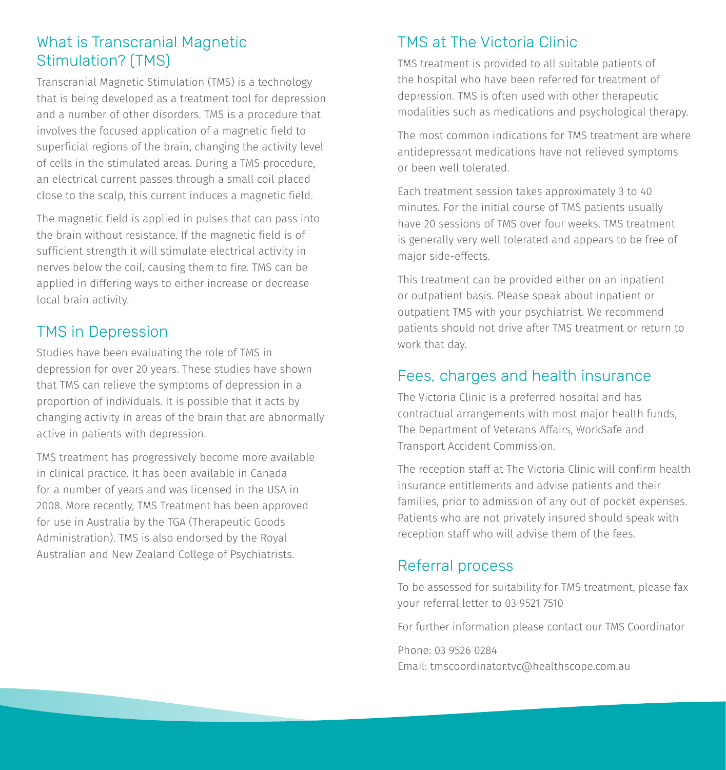## What is Transcranial Magnetic Stimulation? (TMS)

Transcranial Magnetic Stimulation (TMS) is a technology that is being developed as a treatment tool for depression and a number of other disorders. TMS is a procedure that involves the focused application of a magnetic field to superficial regions of the brain, changing the activity level of cells in the stimulated areas. During a TMS procedure, an electrical current passes through a small coil placed close to the scalp, this current induces a magnetic field.

The magnetic field is applied in pulses that can pass into the brain without resistance. If the magnetic field is of sufficient strength it will stimulate electrical activity in nerves below the coil, causing them to fire. TMS can be applied in differing ways to either increase or decrease local brain activity.

## TMS in Depression

Studies have been evaluating the role of TMS in depression for over 20 years. These studies have shown that TMS can relieve the symptoms of depression in a proportion of individuals. It is possible that it acts by changing activity in areas of the brain that are abnormally active in patients with depression.

TMS treatment has progressively become more available in clinical practice. It has been available in Canada for a number of years and was licensed in the USA in 2008. More recently, TMS Treatment has been approved for use in Australia by the TGA (Therapeutic Goods Administration). TMS is also endorsed by the Royal Australian and New Zealand College of Psychiatrists.

## TMS at The Victoria Clinic

TMS treatment is provided to all suitable patients of the hospital who have been referred for treatment of depression. TMS is often used with other therapeutic modalities such as medications and psychological therapy.

The most common indications for TMS treatment are where antidepressant medications have not relieved symptoms or been well tolerated.

Each treatment session takes approximately 3 to 40 minutes. For the initial course of TMS patients usually have 20 sessions of TMS over four weeks. TMS treatment is generally very well tolerated and appears to be free of major side-effects.

This treatment can be provided either on an inpatient or outpatient basis. Please speak about inpatient or outpatient TMS with your psychiatrist. We recommend patients should not drive after TMS treatment or return to work that day.

## Fees, charges and health insurance

The Victoria Clinic is a preferred hospital and has contractual arrangements with most major health funds, The Department of Veterans Affairs, WorkSafe and Transport Accident Commission.

The reception staff at The Victoria Clinic will confirm health insurance entitlements and advise patients and their families, prior to admission of any out of pocket expenses. Patients who are not privately insured should speak with reception staff who will advise them of the fees.

## Referral process

To be assessed for suitability for TMS treatment, please fax your referral letter to 03 9521 7510

For further information please contact our TMS Coordinator

Phone: 03 9526 0284
Email: tmscoordinator.tvc@healthscope.com.au